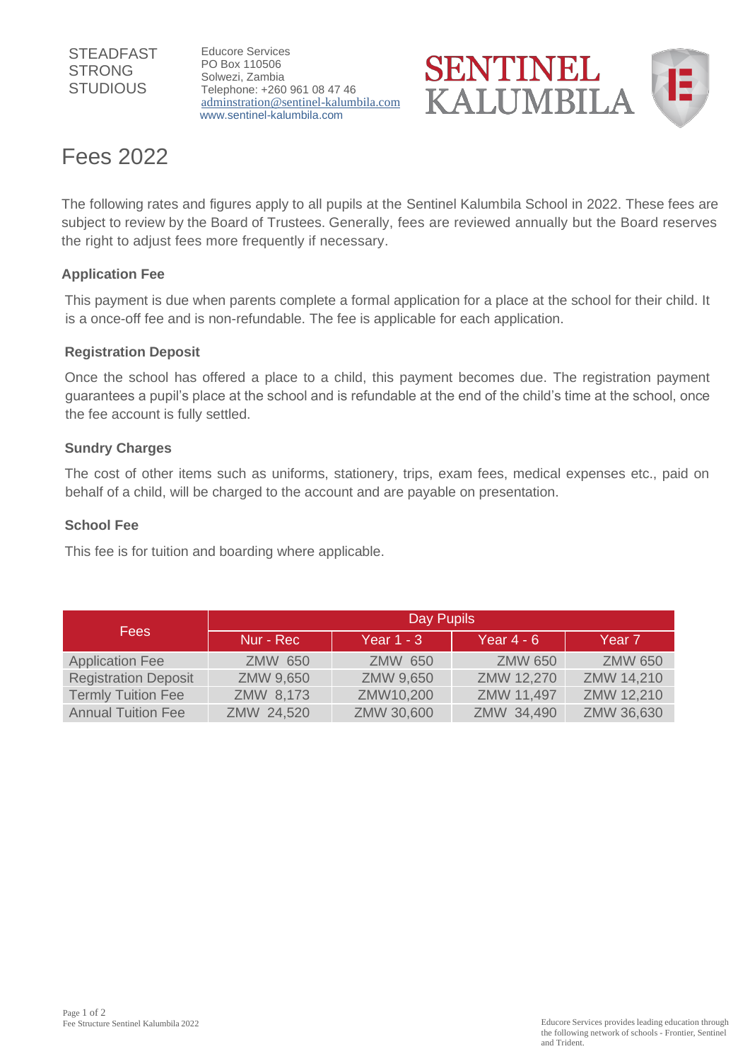STEADFAST
STRONG
STUDIOUS

Educore Services
PO Box 110506
Solwezi, Zambia
Telephone: +260 961 08 47 46
adminstration@sentinel-kalumbila.com
www.sentinel-kalumbila.com

SENTINEL
KALUMBILA

# Fees 2022

The following rates and figures apply to all pupils at the Sentinel Kalumbila School in 2022. These fees are subject to review by the Board of Trustees. Generally, fees are reviewed annually but the Board reserves the right to adjust fees more frequently if necessary.

### Application Fee

This payment is due when parents complete a formal application for a place at the school for their child. It is a once-off fee and is non-refundable. The fee is applicable for each application.

### Registration Deposit

Once the school has offered a place to a child, this payment becomes due. The registration payment guarantees a pupil's place at the school and is refundable at the end of the child's time at the school, once the fee account is fully settled.

### Sundry Charges

The cost of other items such as uniforms, stationery, trips, exam fees, medical expenses etc., paid on behalf of a child, will be charged to the account and are payable on presentation.

### School Fee

This fee is for tuition and boarding where applicable.

| Fees | Day Pupils | | | |
|---|---|---|---|---|
| | Nur - Rec | Year 1 - 3 | Year 4 - 6 | Year 7 |
| Application Fee | ZMW 650 | ZMW 650 | ZMW 650 | ZMW 650 |
| Registration Deposit | ZMW 9,650 | ZMW 9,650 | ZMW 12,270 | ZMW 14,210 |
| Termly Tuition Fee | ZMW 8,173 | ZMW10,200 | ZMW 11,497 | ZMW 12,210 |
| Annual Tuition Fee | ZMW 24,520 | ZMW 30,600 | ZMW 34,490 | ZMW 36,630 |

Fee Structure Sentinel Kalumbila 2022

Educore Services provides leading education through the following network of schools - Frontier, Sentinel and Trident.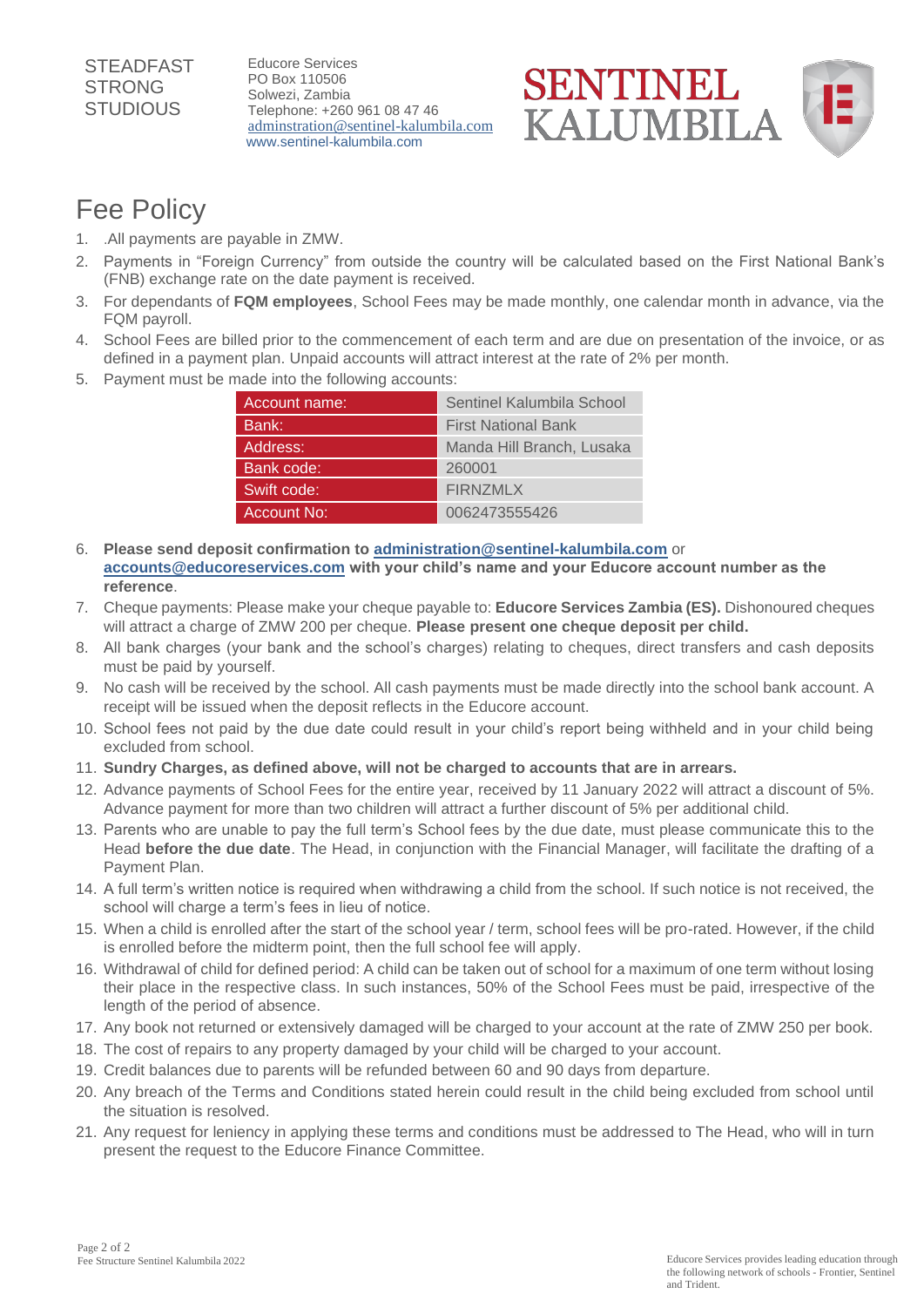STEADFAST
STRONG
STUDIOUS

Educore Services
PO Box 110506
Solwezi, Zambia
Telephone: +260 961 08 47 46
adminstration@sentinel-kalumbila.com
www.sentinel-kalumbila.com

SENTINEL
KALUMBILA

# Fee Policy

1. .All payments are payable in ZMW.
2. Payments in "Foreign Currency" from outside the country will be calculated based on the First National Bank's (FNB) exchange rate on the date payment is received.
3. For dependants of **FQM employees**, School Fees may be made monthly, one calendar month in advance, via the FQM payroll.
4. School Fees are billed prior to the commencement of each term and are due on presentation of the invoice, or as defined in a payment plan. Unpaid accounts will attract interest at the rate of 2% per month.
5. Payment must be made into the following accounts:

| | |
|---|---|
| Account name: | Sentinel Kalumbila School |
| Bank: | First National Bank |
| Address: | Manda Hill Branch, Lusaka |
| Bank code: | 260001 |
| Swift code: | FIRNZMLX |
| Account No: | 0062473555426 |

6. **Please send deposit confirmation to administration@sentinel-kalumbila.com** or **accounts@educoreservices.com with your child's name and your Educore account number as the reference**.
7. Cheque payments: Please make your cheque payable to: **Educore Services Zambia (ES).** Dishonoured cheques will attract a charge of ZMW 200 per cheque. **Please present one cheque deposit per child.**
8. All bank charges (your bank and the school's charges) relating to cheques, direct transfers and cash deposits must be paid by yourself.
9. No cash will be received by the school. All cash payments must be made directly into the school bank account. A receipt will be issued when the deposit reflects in the Educore account.
10. School fees not paid by the due date could result in your child's report being withheld and in your child being excluded from school.
11. **Sundry Charges, as defined above, will not be charged to accounts that are in arrears.**
12. Advance payments of School Fees for the entire year, received by 11 January 2022 will attract a discount of 5%. Advance payment for more than two children will attract a further discount of 5% per additional child.
13. Parents who are unable to pay the full term's School fees by the due date, must please communicate this to the Head **before the due date**. The Head, in conjunction with the Financial Manager, will facilitate the drafting of a Payment Plan.
14. A full term's written notice is required when withdrawing a child from the school. If such notice is not received, the school will charge a term's fees in lieu of notice.
15. When a child is enrolled after the start of the school year / term, school fees will be pro-rated. However, if the child is enrolled before the midterm point, then the full school fee will apply.
16. Withdrawal of child for defined period: A child can be taken out of school for a maximum of one term without losing their place in the respective class. In such instances, 50% of the School Fees must be paid, irrespective of the length of the period of absence.
17. Any book not returned or extensively damaged will be charged to your account at the rate of ZMW 250 per book.
18. The cost of repairs to any property damaged by your child will be charged to your account.
19. Credit balances due to parents will be refunded between 60 and 90 days from departure.
20. Any breach of the Terms and Conditions stated herein could result in the child being excluded from school until the situation is resolved.
21. Any request for leniency in applying these terms and conditions must be addressed to The Head, who will in turn present the request to the Educore Finance Committee.

Educore Services provides leading education through the following network of schools - Frontier, Sentinel and Trident.